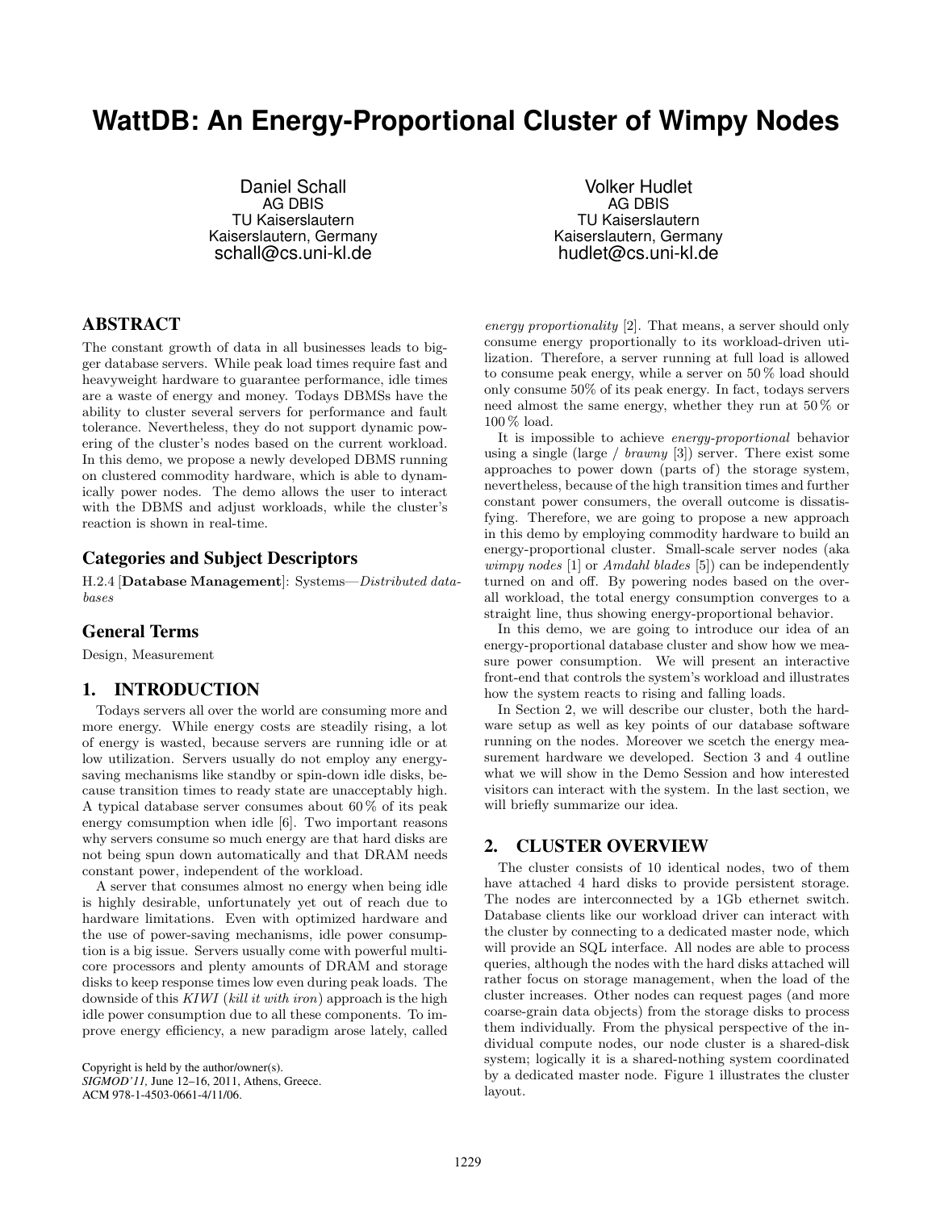# WattDB: An Energy-Proportional Cluster of Wimpy Nodes

Daniel Schall
AG DBIS
TU Kaiserslautern
Kaiserslautern, Germany
schall@cs.uni-kl.de

Volker Hudlet
AG DBIS
TU Kaiserslautern
Kaiserslautern, Germany
hudlet@cs.uni-kl.de

## ABSTRACT

The constant growth of data in all businesses leads to bigger database servers. While peak load times require fast and heavyweight hardware to guarantee performance, idle times are a waste of energy and money. Todays DBMSs have the ability to cluster several servers for performance and fault tolerance. Nevertheless, they do not support dynamic powering of the cluster's nodes based on the current workload. In this demo, we propose a newly developed DBMS running on clustered commodity hardware, which is able to dynamically power nodes. The demo allows the user to interact with the DBMS and adjust workloads, while the cluster's reaction is shown in real-time.

### Categories and Subject Descriptors

H.2.4 [**Database Management**]: Systems—*Distributed databases*

### General Terms

Design, Measurement

## 1. INTRODUCTION

Todays servers all over the world are consuming more and more energy. While energy costs are steadily rising, a lot of energy is wasted, because servers are running idle or at low utilization. Servers usually do not employ any energy-saving mechanisms like standby or spin-down idle disks, because transition times to ready state are unacceptably high. A typical database server consumes about 60 % of its peak energy comsumption when idle [6]. Two important reasons why servers consume so much energy are that hard disks are not being spun down automatically and that DRAM needs constant power, independent of the workload.

A server that consumes almost no energy when being idle is highly desirable, unfortunately yet out of reach due to hardware limitations. Even with optimized hardware and the use of power-saving mechanisms, idle power consumption is a big issue. Servers usually come with powerful multi-core processors and plenty amounts of DRAM and storage disks to keep response times low even during peak loads. The downside of this *KIWI* (*kill it with iron*) approach is the high idle power consumption due to all these components. To improve energy efficiency, a new paradigm arose lately, called *energy proportionality* [2]. That means, a server should only consume energy proportionally to its workload-driven utilization. Therefore, a server running at full load is allowed to consume peak energy, while a server on 50 % load should only consume 50% of its peak energy. In fact, todays servers need almost the same energy, whether they run at 50 % or 100 % load.

It is impossible to achieve *energy-proportional* behavior using a single (large / *brawny* [3]) server. There exist some approaches to power down (parts of) the storage system, nevertheless, because of the high transition times and further constant power consumers, the overall outcome is dissatisfying. Therefore, we are going to propose a new approach in this demo by employing commodity hardware to build an energy-proportional cluster. Small-scale server nodes (aka *wimpy nodes* [1] or *Amdahl blades* [5]) can be independently turned on and off. By powering nodes based on the overall workload, the total energy consumption converges to a straight line, thus showing energy-proportional behavior.

In this demo, we are going to introduce our idea of an energy-proportional database cluster and show how we measure power consumption. We will present an interactive front-end that controls the system's workload and illustrates how the system reacts to rising and falling loads.

In Section 2, we will describe our cluster, both the hardware setup as well as key points of our database software running on the nodes. Moreover we scetch the energy measurement hardware we developed. Section 3 and 4 outline what we will show in the Demo Session and how interested visitors can interact with the system. In the last section, we will briefly summarize our idea.

## 2. CLUSTER OVERVIEW

The cluster consists of 10 identical nodes, two of them have attached 4 hard disks to provide persistent storage. The nodes are interconnected by a 1Gb ethernet switch. Database clients like our workload driver can interact with the cluster by connecting to a dedicated master node, which will provide an SQL interface. All nodes are able to process queries, although the nodes with the hard disks attached will rather focus on storage management, when the load of the cluster increases. Other nodes can request pages (and more coarse-grain data objects) from the storage disks to process them individually. From the physical perspective of the individual compute nodes, our node cluster is a shared-disk system; logically it is a shared-nothing system coordinated by a dedicated master node. Figure 1 illustrates the cluster layout.

Copyright is held by the author/owner(s).
*SIGMOD'11*, June 12–16, 2011, Athens, Greece.
ACM 978-1-4503-0661-4/11/06.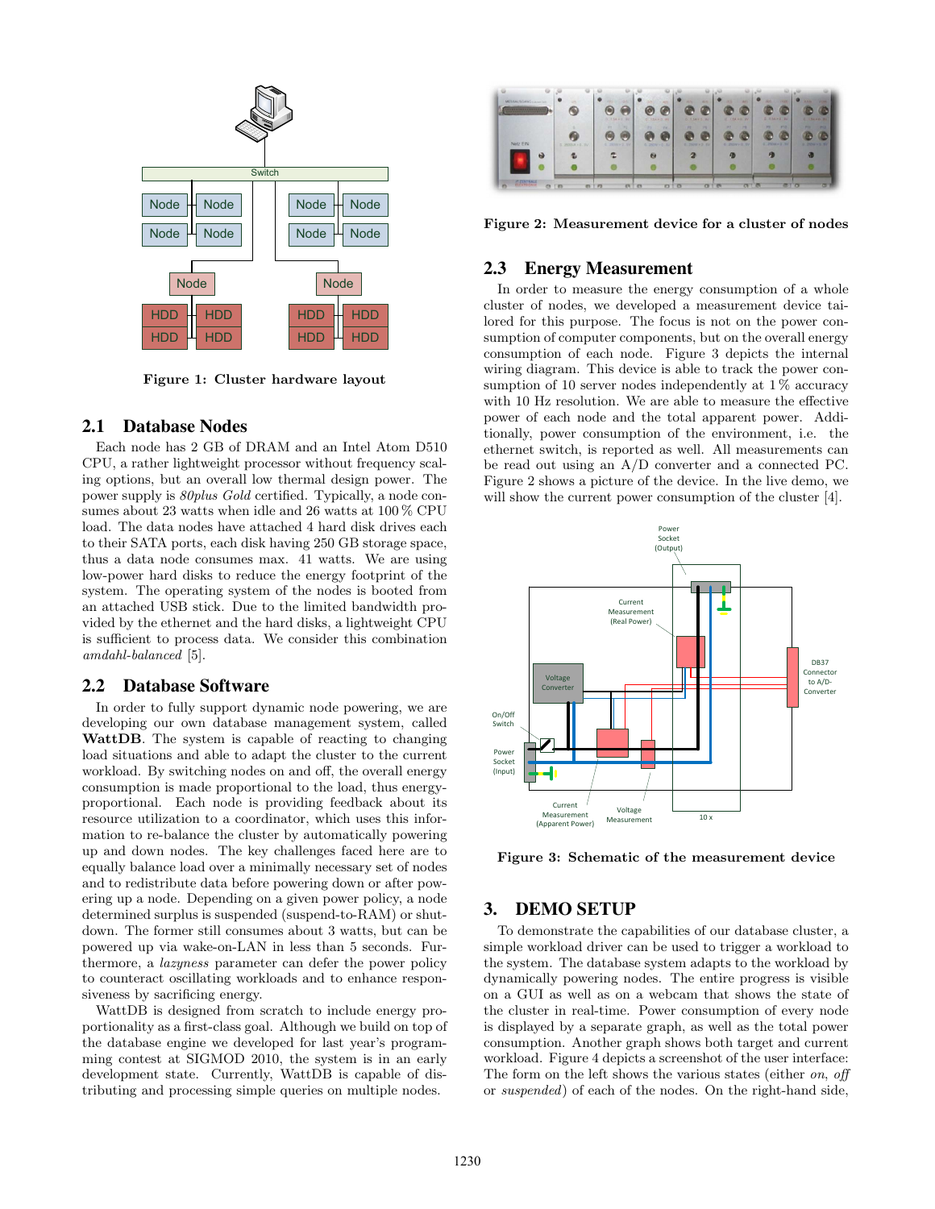Figure 1: Cluster hardware layout

## 2.1 Database Nodes

Each node has 2 GB of DRAM and an Intel Atom D510 CPU, a rather lightweight processor without frequency scaling options, but an overall low thermal design power. The power supply is *80plus Gold* certified. Typically, a node consumes about 23 watts when idle and 26 watts at 100 % CPU load. The data nodes have attached 4 hard disk drives each to their SATA ports, each disk having 250 GB storage space, thus a data node consumes max. 41 watts. We are using low-power hard disks to reduce the energy footprint of the system. The operating system of the nodes is booted from an attached USB stick. Due to the limited bandwidth provided by the ethernet and the hard disks, a lightweight CPU is sufficient to process data. We consider this combination *amdahl-balanced* [5].

## 2.2 Database Software

In order to fully support dynamic node powering, we are developing our own database management system, called **WattDB**. The system is capable of reacting to changing load situations and able to adapt the cluster to the current workload. By switching nodes on and off, the overall energy consumption is made proportional to the load, thus energy-proportional. Each node is providing feedback about its resource utilization to a coordinator, which uses this information to re-balance the cluster by automatically powering up and down nodes. The key challenges faced here are to equally balance load over a minimally necessary set of nodes and to redistribute data before powering down or after powering up a node. Depending on a given power policy, a node determined surplus is suspended (suspend-to-RAM) or shutdown. The former still consumes about 3 watts, but can be powered up via wake-on-LAN in less than 5 seconds. Furthermore, a *lazyness* parameter can defer the power policy to counteract oscillating workloads and to enhance responsiveness by sacrificing energy.

WattDB is designed from scratch to include energy proportionality as a first-class goal. Although we build on top of the database engine we developed for last year's programming contest at SIGMOD 2010, the system is in an early development state. Currently, WattDB is capable of distributing and processing simple queries on multiple nodes.

Figure 2: Measurement device for a cluster of nodes

## 2.3 Energy Measurement

In order to measure the energy consumption of a whole cluster of nodes, we developed a measurement device tailored for this purpose. The focus is not on the power consumption of computer components, but on the overall energy consumption of each node. Figure 3 depicts the internal wiring diagram. This device is able to track the power consumption of 10 server nodes independently at 1 % accuracy with 10 Hz resolution. We are able to measure the effective power of each node and the total apparent power. Additionally, power consumption of the environment, i.e. the ethernet switch, is reported as well. All measurements can be read out using an A/D converter and a connected PC. Figure 2 shows a picture of the device. In the live demo, we will show the current power consumption of the cluster [4].

Figure 3: Schematic of the measurement device

# 3. DEMO SETUP

To demonstrate the capabilities of our database cluster, a simple workload driver can be used to trigger a workload to the system. The database system adapts to the workload by dynamically powering nodes. The entire progress is visible on a GUI as well as on a webcam that shows the state of the cluster in real-time. Power consumption of every node is displayed by a separate graph, as well as the total power consumption. Another graph shows both target and current workload. Figure 4 depicts a screenshot of the user interface: The form on the left shows the various states (either *on*, *off* or *suspended*) of each of the nodes. On the right-hand side,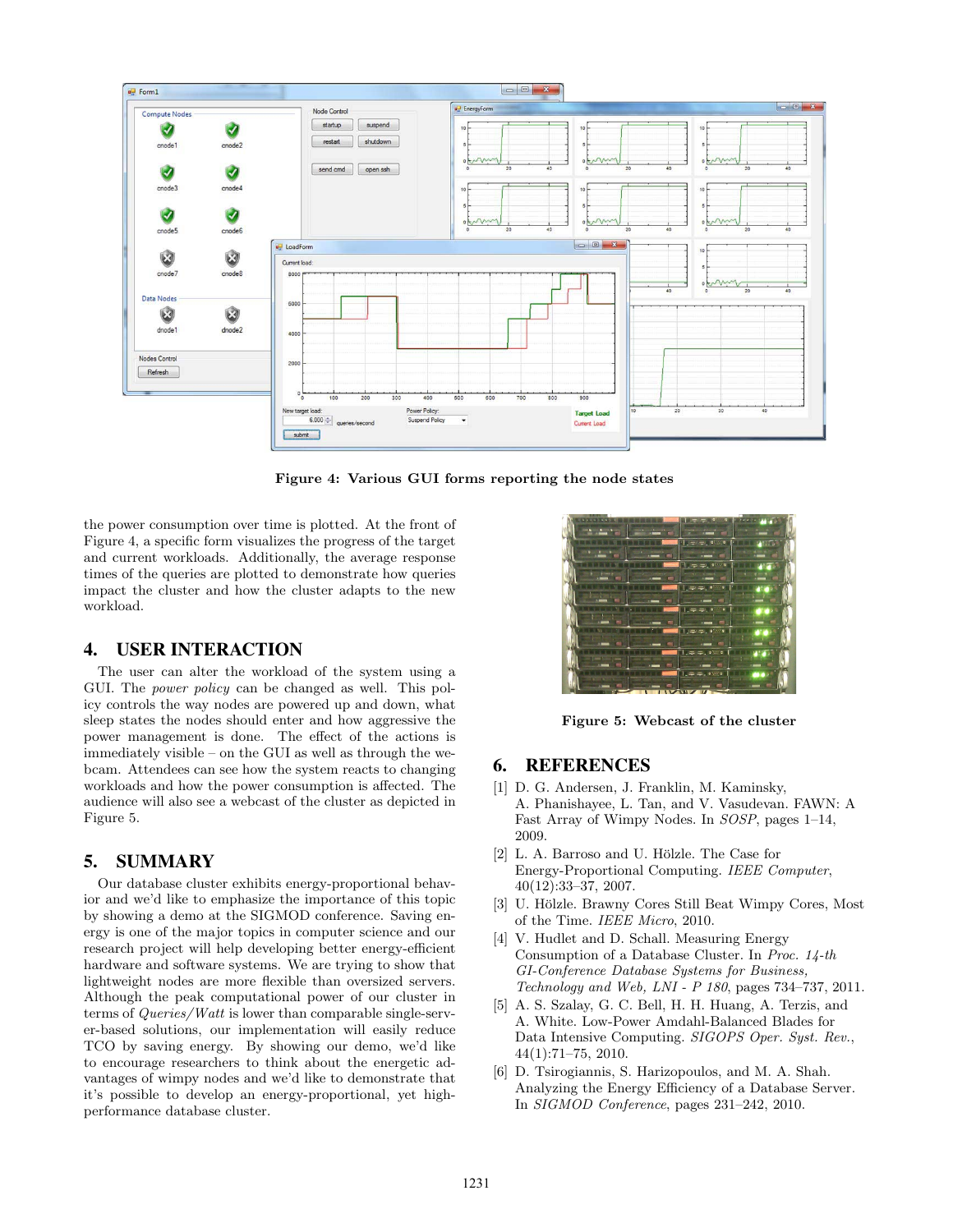Figure 4: Various GUI forms reporting the node states

the power consumption over time is plotted. At the front of Figure 4, a specific form visualizes the progress of the target and current workloads. Additionally, the average response times of the queries are plotted to demonstrate how queries impact the cluster and how the cluster adapts to the new workload.

## 4. USER INTERACTION

The user can alter the workload of the system using a GUI. The *power policy* can be changed as well. This policy controls the way nodes are powered up and down, what sleep states the nodes should enter and how aggressive the power management is done. The effect of the actions is immediately visible – on the GUI as well as through the webcam. Attendees can see how the system reacts to changing workloads and how the power consumption is affected. The audience will also see a webcast of the cluster as depicted in Figure 5.

## 5. SUMMARY

Our database cluster exhibits energy-proportional behavior and we'd like to emphasize the importance of this topic by showing a demo at the SIGMOD conference. Saving energy is one of the major topics in computer science and our research project will help developing better energy-efficient hardware and software systems. We are trying to show that lightweight nodes are more flexible than oversized servers. Although the peak computational power of our cluster in terms of *Queries/Watt* is lower than comparable single-server-based solutions, our implementation will easily reduce TCO by saving energy. By showing our demo, we'd like to encourage researchers to think about the energetic advantages of wimpy nodes and we'd like to demonstrate that it's possible to develop an energy-proportional, yet high-performance database cluster.

Figure 5: Webcast of the cluster

## 6. REFERENCES

[1] D. G. Andersen, J. Franklin, M. Kaminsky, A. Phanishayee, L. Tan, and V. Vasudevan. FAWN: A Fast Array of Wimpy Nodes. In *SOSP*, pages 1–14, 2009.

[2] L. A. Barroso and U. Hölzle. The Case for Energy-Proportional Computing. *IEEE Computer*, 40(12):33–37, 2007.

[3] U. Hölzle. Brawny Cores Still Beat Wimpy Cores, Most of the Time. *IEEE Micro*, 2010.

[4] V. Hudlet and D. Schall. Measuring Energy Consumption of a Database Cluster. In *Proc. 14-th GI-Conference Database Systems for Business, Technology and Web, LNI - P 180*, pages 734–737, 2011.

[5] A. S. Szalay, G. C. Bell, H. H. Huang, A. Terzis, and A. White. Low-Power Amdahl-Balanced Blades for Data Intensive Computing. *SIGOPS Oper. Syst. Rev.*, 44(1):71–75, 2010.

[6] D. Tsirogiannis, S. Harizopoulos, and M. A. Shah. Analyzing the Energy Efficiency of a Database Server. In *SIGMOD Conference*, pages 231–242, 2010.